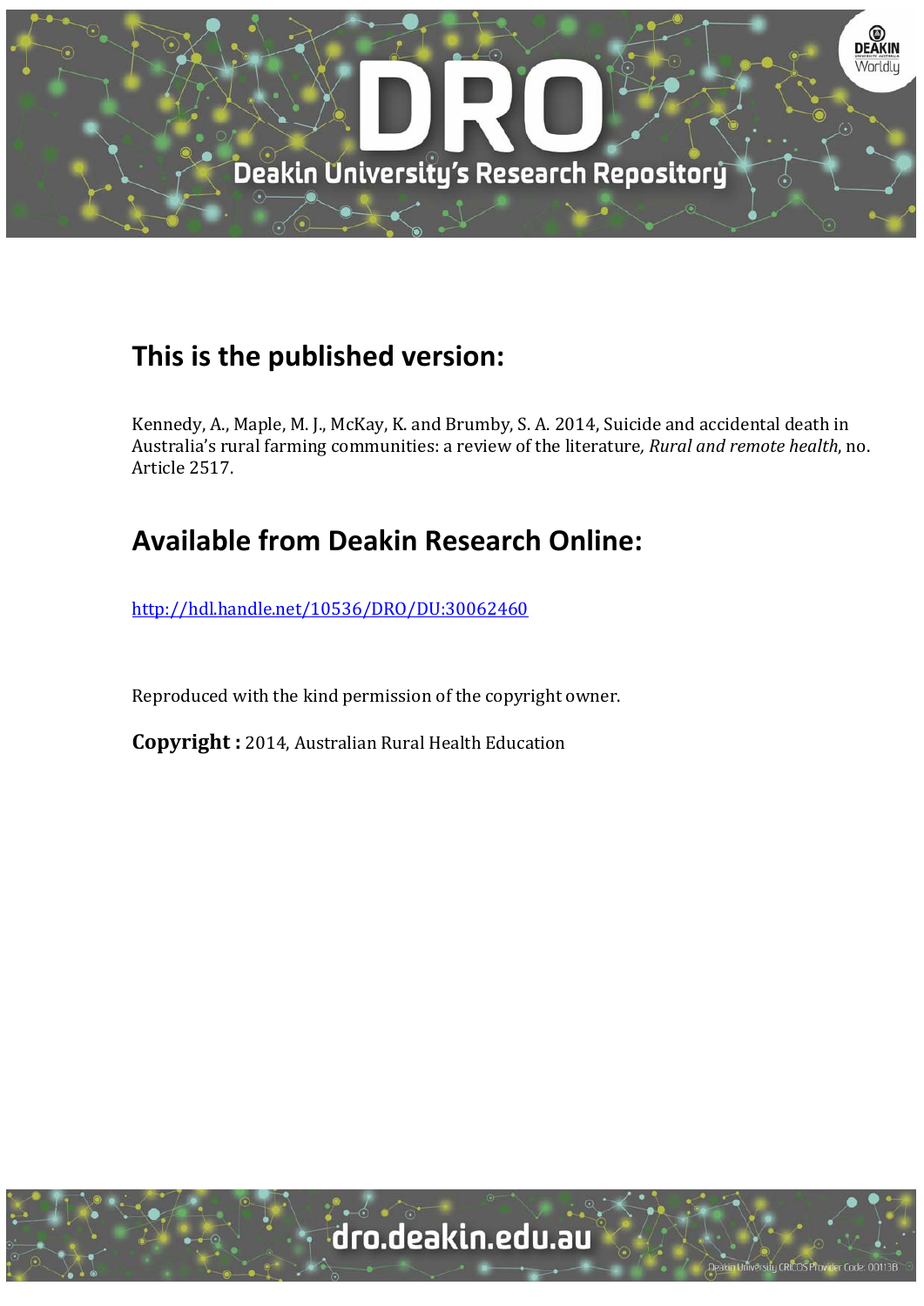## This is the published version:

Kennedy, A., Maple, M. J., McKay, K. and Brumby, S. A. 2014, Suicide and accidental death in Australia's rural farming communities: a review of the literature, *Rural and remote health*, no. Article 2517.

## Available from Deakin Research Online:

http://hdl.handle.net/10536/DRO/DU:30062460

Reproduced with the kind permission of the copyright owner.

**Copyright :** 2014, Australian Rural Health Education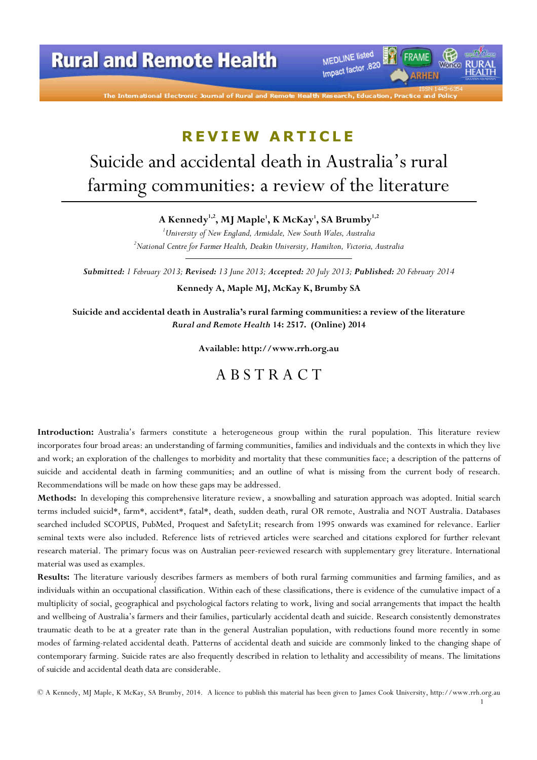## REVIEW ARTICLE

# Suicide and accidental death in Australia's rural farming communities: a review of the literature

**A Kennedy[1,2], MJ Maple[1], K McKay[1], SA Brumby[1,2]**

*[1]University of New England, Armidale, New South Wales, Australia*
*[2]National Centre for Farmer Health, Deakin University, Hamilton, Victoria, Australia*

***Submitted:*** *1 February 2013;* ***Revised:*** *13 June 2013;* ***Accepted:*** *20 July 2013;* ***Published:*** *20 February 2014*

**Kennedy A, Maple MJ, McKay K, Brumby SA**

**Suicide and accidental death in Australia's rural farming communities: a review of the literature** ***Rural and Remote Health*** **14: 2517. (Online) 2014**

**Available: http://www.rrh.org.au**

## ABSTRACT

**Introduction:** Australia's farmers constitute a heterogeneous group within the rural population. This literature review incorporates four broad areas: an understanding of farming communities, families and individuals and the contexts in which they live and work; an exploration of the challenges to morbidity and mortality that these communities face; a description of the patterns of suicide and accidental death in farming communities; and an outline of what is missing from the current body of research. Recommendations will be made on how these gaps may be addressed.

**Methods:** In developing this comprehensive literature review, a snowballing and saturation approach was adopted. Initial search terms included suicid*, farm*, accident*, fatal*, death, sudden death, rural OR remote, Australia and NOT Australia. Databases searched included SCOPUS, PubMed, Proquest and SafetyLit; research from 1995 onwards was examined for relevance. Earlier seminal texts were also included. Reference lists of retrieved articles were searched and citations explored for further relevant research material. The primary focus was on Australian peer-reviewed research with supplementary grey literature. International material was used as examples.

**Results:** The literature variously describes farmers as members of both rural farming communities and farming families, and as individuals within an occupational classification. Within each of these classifications, there is evidence of the cumulative impact of a multiplicity of social, geographical and psychological factors relating to work, living and social arrangements that impact the health and wellbeing of Australia's farmers and their families, particularly accidental death and suicide. Research consistently demonstrates traumatic death to be at a greater rate than in the general Australian population, with reductions found more recently in some modes of farming-related accidental death. Patterns of accidental death and suicide are commonly linked to the changing shape of contemporary farming. Suicide rates are also frequently described in relation to lethality and accessibility of means. The limitations of suicide and accidental death data are considerable.

© A Kennedy, MJ Maple, K McKay, SA Brumby, 2014. A licence to publish this material has been given to James Cook University, http://www.rrh.org.au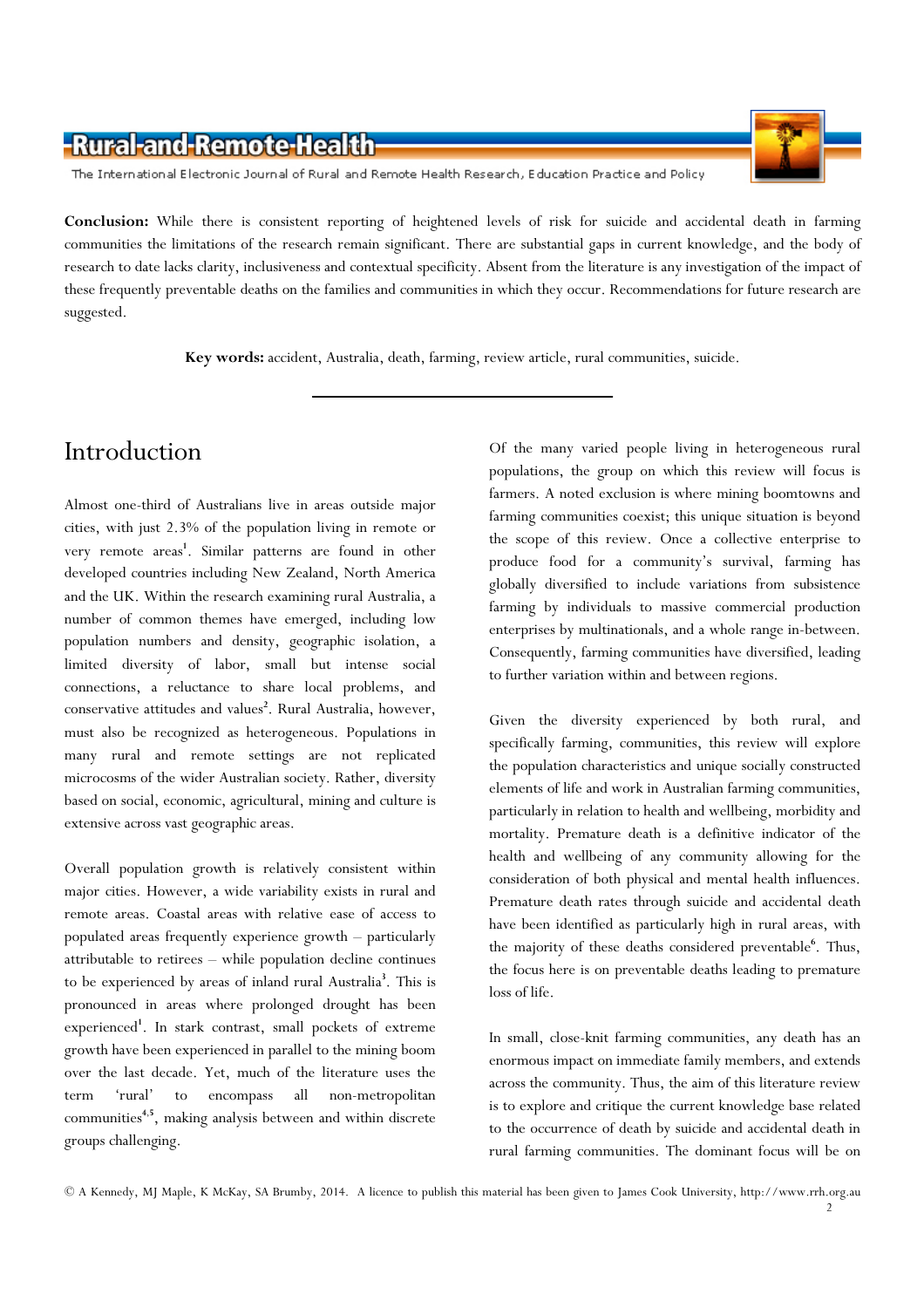**Conclusion:** While there is consistent reporting of heightened levels of risk for suicide and accidental death in farming communities the limitations of the research remain significant. There are substantial gaps in current knowledge, and the body of research to date lacks clarity, inclusiveness and contextual specificity. Absent from the literature is any investigation of the impact of these frequently preventable deaths on the families and communities in which they occur. Recommendations for future research are suggested.

**Key words:** accident, Australia, death, farming, review article, rural communities, suicide.

# Introduction

Almost one-third of Australians live in areas outside major cities, with just 2.3% of the population living in remote or very remote areas[1]. Similar patterns are found in other developed countries including New Zealand, North America and the UK. Within the research examining rural Australia, a number of common themes have emerged, including low population numbers and density, geographic isolation, a limited diversity of labor, small but intense social connections, a reluctance to share local problems, and conservative attitudes and values[2]. Rural Australia, however, must also be recognized as heterogeneous. Populations in many rural and remote settings are not replicated microcosms of the wider Australian society. Rather, diversity based on social, economic, agricultural, mining and culture is extensive across vast geographic areas.

Overall population growth is relatively consistent within major cities. However, a wide variability exists in rural and remote areas. Coastal areas with relative ease of access to populated areas frequently experience growth – particularly attributable to retirees – while population decline continues to be experienced by areas of inland rural Australia[3]. This is pronounced in areas where prolonged drought has been experienced[1]. In stark contrast, small pockets of extreme growth have been experienced in parallel to the mining boom over the last decade. Yet, much of the literature uses the term 'rural' to encompass all non-metropolitan communities[4,5], making analysis between and within discrete groups challenging.

Of the many varied people living in heterogeneous rural populations, the group on which this review will focus is farmers. A noted exclusion is where mining boomtowns and farming communities coexist; this unique situation is beyond the scope of this review. Once a collective enterprise to produce food for a community's survival, farming has globally diversified to include variations from subsistence farming by individuals to massive commercial production enterprises by multinationals, and a whole range in-between. Consequently, farming communities have diversified, leading to further variation within and between regions.

Given the diversity experienced by both rural, and specifically farming, communities, this review will explore the population characteristics and unique socially constructed elements of life and work in Australian farming communities, particularly in relation to health and wellbeing, morbidity and mortality. Premature death is a definitive indicator of the health and wellbeing of any community allowing for the consideration of both physical and mental health influences. Premature death rates through suicide and accidental death have been identified as particularly high in rural areas, with the majority of these deaths considered preventable[6]. Thus, the focus here is on preventable deaths leading to premature loss of life.

In small, close-knit farming communities, any death has an enormous impact on immediate family members, and extends across the community. Thus, the aim of this literature review is to explore and critique the current knowledge base related to the occurrence of death by suicide and accidental death in rural farming communities. The dominant focus will be on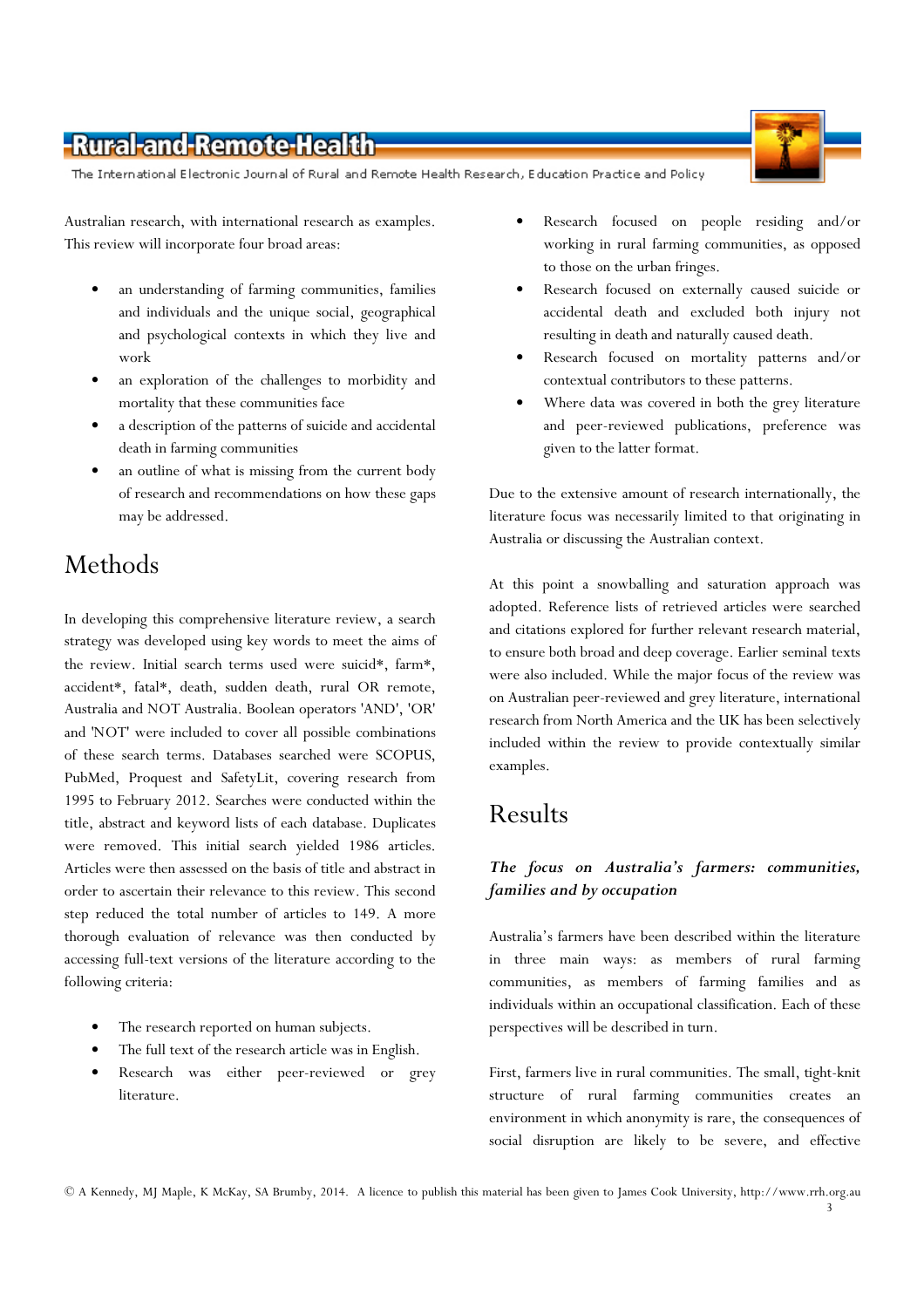Australian research, with international research as examples. This review will incorporate four broad areas:

- an understanding of farming communities, families and individuals and the unique social, geographical and psychological contexts in which they live and work
- an exploration of the challenges to morbidity and mortality that these communities face
- a description of the patterns of suicide and accidental death in farming communities
- an outline of what is missing from the current body of research and recommendations on how these gaps may be addressed.

## Methods

In developing this comprehensive literature review, a search strategy was developed using key words to meet the aims of the review. Initial search terms used were suicid*, farm*, accident*, fatal*, death, sudden death, rural OR remote, Australia and NOT Australia. Boolean operators 'AND', 'OR' and 'NOT' were included to cover all possible combinations of these search terms. Databases searched were SCOPUS, PubMed, Proquest and SafetyLit, covering research from 1995 to February 2012. Searches were conducted within the title, abstract and keyword lists of each database. Duplicates were removed. This initial search yielded 1986 articles. Articles were then assessed on the basis of title and abstract in order to ascertain their relevance to this review. This second step reduced the total number of articles to 149. A more thorough evaluation of relevance was then conducted by accessing full-text versions of the literature according to the following criteria:

- The research reported on human subjects.
- The full text of the research article was in English.
- Research was either peer-reviewed or grey literature.
- Research focused on people residing and/or working in rural farming communities, as opposed to those on the urban fringes.
- Research focused on externally caused suicide or accidental death and excluded both injury not resulting in death and naturally caused death.
- Research focused on mortality patterns and/or contextual contributors to these patterns.
- Where data was covered in both the grey literature and peer-reviewed publications, preference was given to the latter format.

Due to the extensive amount of research internationally, the literature focus was necessarily limited to that originating in Australia or discussing the Australian context.

At this point a snowballing and saturation approach was adopted. Reference lists of retrieved articles were searched and citations explored for further relevant research material, to ensure both broad and deep coverage. Earlier seminal texts were also included. While the major focus of the review was on Australian peer-reviewed and grey literature, international research from North America and the UK has been selectively included within the review to provide contextually similar examples.

## Results

### *The focus on Australia's farmers: communities, families and by occupation*

Australia's farmers have been described within the literature in three main ways: as members of rural farming communities, as members of farming families and as individuals within an occupational classification. Each of these perspectives will be described in turn.

First, farmers live in rural communities. The small, tight-knit structure of rural farming communities creates an environment in which anonymity is rare, the consequences of social disruption are likely to be severe, and effective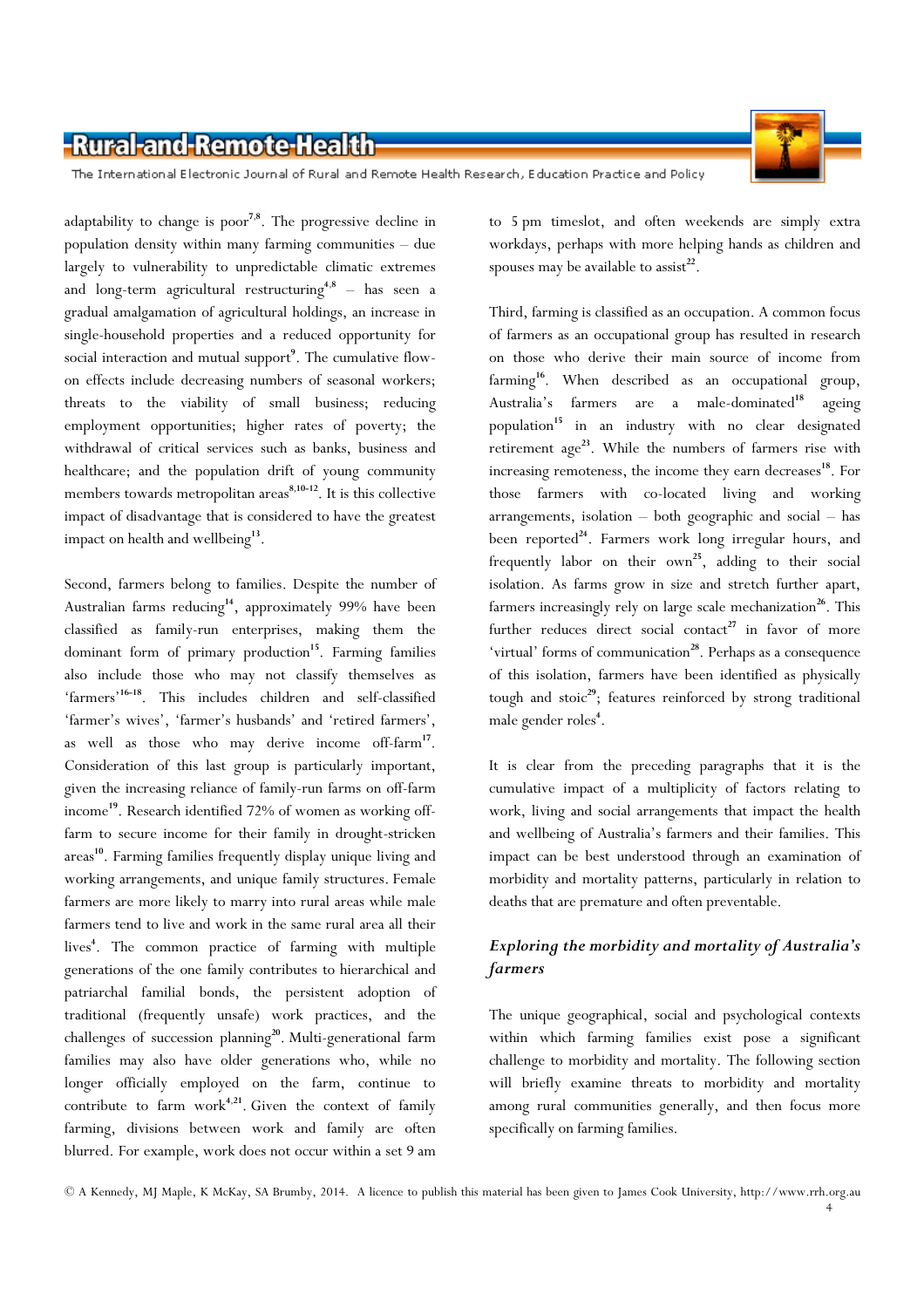adaptability to change is poor[7,8]. The progressive decline in population density within many farming communities – due largely to vulnerability to unpredictable climatic extremes and long-term agricultural restructuring[4,8] – has seen a gradual amalgamation of agricultural holdings, an increase in single-household properties and a reduced opportunity for social interaction and mutual support[9]. The cumulative flow-on effects include decreasing numbers of seasonal workers; threats to the viability of small business; reducing employment opportunities; higher rates of poverty; the withdrawal of critical services such as banks, business and healthcare; and the population drift of young community members towards metropolitan areas[8,10-12]. It is this collective impact of disadvantage that is considered to have the greatest impact on health and wellbeing[13].

Second, farmers belong to families. Despite the number of Australian farms reducing[14], approximately 99% have been classified as family-run enterprises, making them the dominant form of primary production[15]. Farming families also include those who may not classify themselves as 'farmers'[16-18]. This includes children and self-classified 'farmer's wives', 'farmer's husbands' and 'retired farmers', as well as those who may derive income off-farm[17]. Consideration of this last group is particularly important, given the increasing reliance of family-run farms on off-farm income[19]. Research identified 72% of women as working off-farm to secure income for their family in drought-stricken areas[10]. Farming families frequently display unique living and working arrangements, and unique family structures. Female farmers are more likely to marry into rural areas while male farmers tend to live and work in the same rural area all their lives[4]. The common practice of farming with multiple generations of the one family contributes to hierarchical and patriarchal familial bonds, the persistent adoption of traditional (frequently unsafe) work practices, and the challenges of succession planning[20]. Multi-generational farm families may also have older generations who, while no longer officially employed on the farm, continue to contribute to farm work[4,21]. Given the context of family farming, divisions between work and family are often blurred. For example, work does not occur within a set 9 am to 5 pm timeslot, and often weekends are simply extra workdays, perhaps with more helping hands as children and spouses may be available to assist[22].

Third, farming is classified as an occupation. A common focus of farmers as an occupational group has resulted in research on those who derive their main source of income from farming[16]. When described as an occupational group, Australia's farmers are a male-dominated[18] ageing population[15] in an industry with no clear designated retirement age[23]. While the numbers of farmers rise with increasing remoteness, the income they earn decreases[18]. For those farmers with co-located living and working arrangements, isolation – both geographic and social – has been reported[24]. Farmers work long irregular hours, and frequently labor on their own[25], adding to their social isolation. As farms grow in size and stretch further apart, farmers increasingly rely on large scale mechanization[26]. This further reduces direct social contact[27] in favor of more 'virtual' forms of communication[28]. Perhaps as a consequence of this isolation, farmers have been identified as physically tough and stoic[29]; features reinforced by strong traditional male gender roles[4].

It is clear from the preceding paragraphs that it is the cumulative impact of a multiplicity of factors relating to work, living and social arrangements that impact the health and wellbeing of Australia's farmers and their families. This impact can be best understood through an examination of morbidity and mortality patterns, particularly in relation to deaths that are premature and often preventable.

### *Exploring the morbidity and mortality of Australia's farmers*

The unique geographical, social and psychological contexts within which farming families exist pose a significant challenge to morbidity and mortality. The following section will briefly examine threats to morbidity and mortality among rural communities generally, and then focus more specifically on farming families.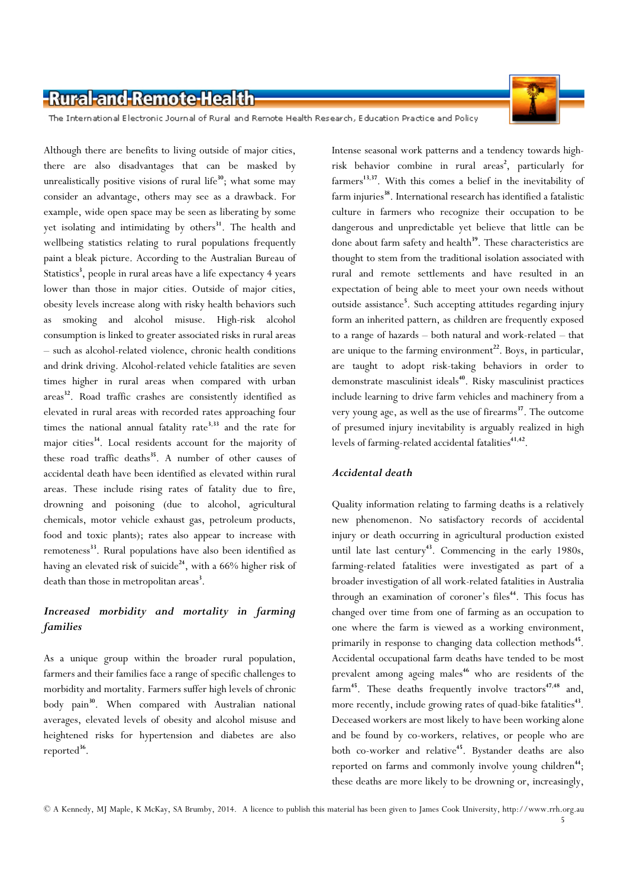Although there are benefits to living outside of major cities, there are also disadvantages that can be masked by unrealistically positive visions of rural life[30]; what some may consider an advantage, others may see as a drawback. For example, wide open space may be seen as liberating by some yet isolating and intimidating by others[31]. The health and wellbeing statistics relating to rural populations frequently paint a bleak picture. According to the Australian Bureau of Statistics[3], people in rural areas have a life expectancy 4 years lower than those in major cities. Outside of major cities, obesity levels increase along with risky health behaviors such as smoking and alcohol misuse. High-risk alcohol consumption is linked to greater associated risks in rural areas – such as alcohol-related violence, chronic health conditions and drink driving. Alcohol-related vehicle fatalities are seven times higher in rural areas when compared with urban areas[32]. Road traffic crashes are consistently identified as elevated in rural areas with recorded rates approaching four times the national annual fatality rate[3,33] and the rate for major cities[34]. Local residents account for the majority of these road traffic deaths[35]. A number of other causes of accidental death have been identified as elevated within rural areas. These include rising rates of fatality due to fire, drowning and poisoning (due to alcohol, agricultural chemicals, motor vehicle exhaust gas, petroleum products, food and toxic plants); rates also appear to increase with remoteness[33]. Rural populations have also been identified as having an elevated risk of suicide[24], with a 66% higher risk of death than those in metropolitan areas[3].

### *Increased morbidity and mortality in farming families*

As a unique group within the broader rural population, farmers and their families face a range of specific challenges to morbidity and mortality. Farmers suffer high levels of chronic body pain[30]. When compared with Australian national averages, elevated levels of obesity and alcohol misuse and heightened risks for hypertension and diabetes are also reported[36].

Intense seasonal work patterns and a tendency towards high-risk behavior combine in rural areas[2], particularly for farmers[13,37]. With this comes a belief in the inevitability of farm injuries[38]. International research has identified a fatalistic culture in farmers who recognize their occupation to be dangerous and unpredictable yet believe that little can be done about farm safety and health[39]. These characteristics are thought to stem from the traditional isolation associated with rural and remote settlements and have resulted in an expectation of being able to meet your own needs without outside assistance[5]. Such accepting attitudes regarding injury form an inherited pattern, as children are frequently exposed to a range of hazards – both natural and work-related – that are unique to the farming environment[22]. Boys, in particular, are taught to adopt risk-taking behaviors in order to demonstrate masculinist ideals[40]. Risky masculinist practices include learning to drive farm vehicles and machinery from a very young age, as well as the use of firearms[37]. The outcome of presumed injury inevitability is arguably realized in high levels of farming-related accidental fatalities[41,42].

### *Accidental death*

Quality information relating to farming deaths is a relatively new phenomenon. No satisfactory records of accidental injury or death occurring in agricultural production existed until late last century[43]. Commencing in the early 1980s, farming-related fatalities were investigated as part of a broader investigation of all work-related fatalities in Australia through an examination of coroner's files[44]. This focus has changed over time from one of farming as an occupation to one where the farm is viewed as a working environment, primarily in response to changing data collection methods[45]. Accidental occupational farm deaths have tended to be most prevalent among ageing males[46] who are residents of the farm[45]. These deaths frequently involve tractors[47,48] and, more recently, include growing rates of quad-bike fatalities[43]. Deceased workers are most likely to have been working alone and be found by co-workers, relatives, or people who are both co-worker and relative[45]. Bystander deaths are also reported on farms and commonly involve young children[44]; these deaths are more likely to be drowning or, increasingly,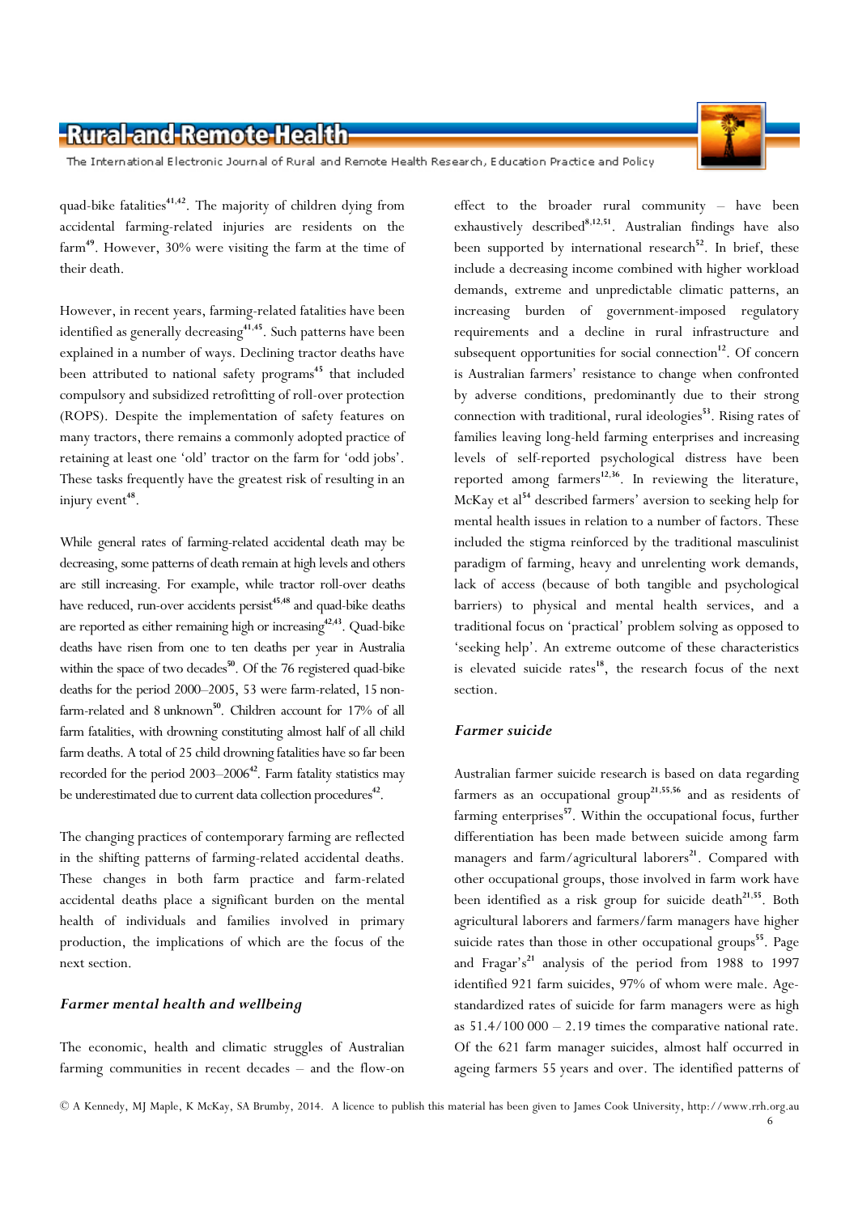quad-bike fatalities[41,42]. The majority of children dying from accidental farming-related injuries are residents on the farm[49]. However, 30% were visiting the farm at the time of their death.

However, in recent years, farming-related fatalities have been identified as generally decreasing[41,45]. Such patterns have been explained in a number of ways. Declining tractor deaths have been attributed to national safety programs[45] that included compulsory and subsidized retrofitting of roll-over protection (ROPS). Despite the implementation of safety features on many tractors, there remains a commonly adopted practice of retaining at least one 'old' tractor on the farm for 'odd jobs'. These tasks frequently have the greatest risk of resulting in an injury event[48].

While general rates of farming-related accidental death may be decreasing, some patterns of death remain at high levels and others are still increasing. For example, while tractor roll-over deaths have reduced, run-over accidents persist[45,48] and quad-bike deaths are reported as either remaining high or increasing[42,43]. Quad-bike deaths have risen from one to ten deaths per year in Australia within the space of two decades[50]. Of the 76 registered quad-bike deaths for the period 2000–2005, 53 were farm-related, 15 non-farm-related and 8 unknown[50]. Children account for 17% of all farm fatalities, with drowning constituting almost half of all child farm deaths. A total of 25 child drowning fatalities have so far been recorded for the period 2003–2006[42]. Farm fatality statistics may be underestimated due to current data collection procedures[42].

The changing practices of contemporary farming are reflected in the shifting patterns of farming-related accidental deaths. These changes in both farm practice and farm-related accidental deaths place a significant burden on the mental health of individuals and families involved in primary production, the implications of which are the focus of the next section.

### *Farmer mental health and wellbeing*

The economic, health and climatic struggles of Australian farming communities in recent decades – and the flow-on effect to the broader rural community – have been exhaustively described[8,12,51]. Australian findings have also been supported by international research[52]. In brief, these include a decreasing income combined with higher workload demands, extreme and unpredictable climatic patterns, an increasing burden of government-imposed regulatory requirements and a decline in rural infrastructure and subsequent opportunities for social connection[12]. Of concern is Australian farmers' resistance to change when confronted by adverse conditions, predominantly due to their strong connection with traditional, rural ideologies[53]. Rising rates of families leaving long-held farming enterprises and increasing levels of self-reported psychological distress have been reported among farmers[12,36]. In reviewing the literature, McKay et al[54] described farmers' aversion to seeking help for mental health issues in relation to a number of factors. These included the stigma reinforced by the traditional masculinist paradigm of farming, heavy and unrelenting work demands, lack of access (because of both tangible and psychological barriers) to physical and mental health services, and a traditional focus on 'practical' problem solving as opposed to 'seeking help'. An extreme outcome of these characteristics is elevated suicide rates[18], the research focus of the next section.

### *Farmer suicide*

Australian farmer suicide research is based on data regarding farmers as an occupational group[21,55,56] and as residents of farming enterprises[57]. Within the occupational focus, further differentiation has been made between suicide among farm managers and farm/agricultural laborers[21]. Compared with other occupational groups, those involved in farm work have been identified as a risk group for suicide death[21,55]. Both agricultural laborers and farmers/farm managers have higher suicide rates than those in other occupational groups[55]. Page and Fragar's[21] analysis of the period from 1988 to 1997 identified 921 farm suicides, 97% of whom were male. Age-standardized rates of suicide for farm managers were as high as 51.4/100 000 – 2.19 times the comparative national rate. Of the 621 farm manager suicides, almost half occurred in ageing farmers 55 years and over. The identified patterns of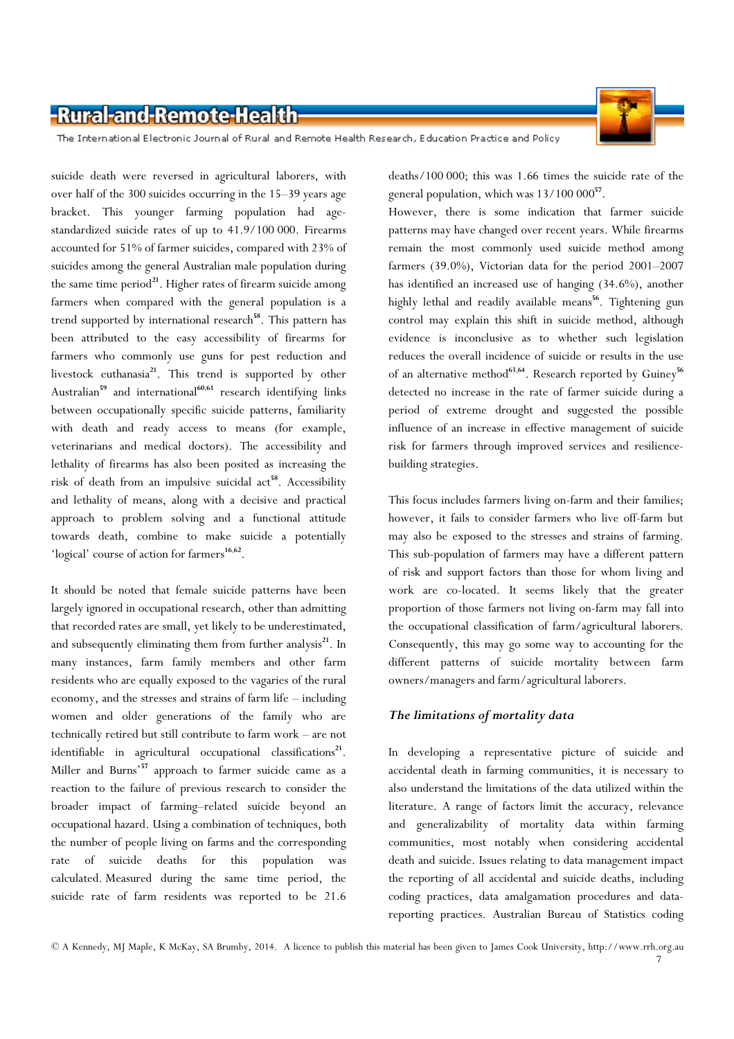suicide death were reversed in agricultural laborers, with over half of the 300 suicides occurring in the 15–39 years age bracket. This younger farming population had age-standardized suicide rates of up to 41.9/100 000. Firearms accounted for 51% of farmer suicides, compared with 23% of suicides among the general Australian male population during the same time period[21]. Higher rates of firearm suicide among farmers when compared with the general population is a trend supported by international research[58]. This pattern has been attributed to the easy accessibility of firearms for farmers who commonly use guns for pest reduction and livestock euthanasia[21]. This trend is supported by other Australian[59] and international[60,61] research identifying links between occupationally specific suicide patterns, familiarity with death and ready access to means (for example, veterinarians and medical doctors). The accessibility and lethality of firearms has also been posited as increasing the risk of death from an impulsive suicidal act[58]. Accessibility and lethality of means, along with a decisive and practical approach to problem solving and a functional attitude towards death, combine to make suicide a potentially 'logical' course of action for farmers[16,62].

It should be noted that female suicide patterns have been largely ignored in occupational research, other than admitting that recorded rates are small, yet likely to be underestimated, and subsequently eliminating them from further analysis[21]. In many instances, farm family members and other farm residents who are equally exposed to the vagaries of the rural economy, and the stresses and strains of farm life – including women and older generations of the family who are technically retired but still contribute to farm work – are not identifiable in agricultural occupational classifications[21]. Miller and Burns'[57] approach to farmer suicide came as a reaction to the failure of previous research to consider the broader impact of farming–related suicide beyond an occupational hazard. Using a combination of techniques, both the number of people living on farms and the corresponding rate of suicide deaths for this population was calculated. Measured during the same time period, the suicide rate of farm residents was reported to be 21.6 deaths/100 000; this was 1.66 times the suicide rate of the general population, which was 13/100 000[57].

However, there is some indication that farmer suicide patterns may have changed over recent years. While firearms remain the most commonly used suicide method among farmers (39.0%), Victorian data for the period 2001–2007 has identified an increased use of hanging (34.6%), another highly lethal and readily available means[56]. Tightening gun control may explain this shift in suicide method, although evidence is inconclusive as to whether such legislation reduces the overall incidence of suicide or results in the use of an alternative method[63,64]. Research reported by Guiney[56] detected no increase in the rate of farmer suicide during a period of extreme drought and suggested the possible influence of an increase in effective management of suicide risk for farmers through improved services and resilience-building strategies.

This focus includes farmers living on-farm and their families; however, it fails to consider farmers who live off-farm but may also be exposed to the stresses and strains of farming. This sub-population of farmers may have a different pattern of risk and support factors than those for whom living and work are co-located. It seems likely that the greater proportion of those farmers not living on-farm may fall into the occupational classification of farm/agricultural laborers. Consequently, this may go some way to accounting for the different patterns of suicide mortality between farm owners/managers and farm/agricultural laborers.

### *The limitations of mortality data*

In developing a representative picture of suicide and accidental death in farming communities, it is necessary to also understand the limitations of the data utilized within the literature. A range of factors limit the accuracy, relevance and generalizability of mortality data within farming communities, most notably when considering accidental death and suicide. Issues relating to data management impact the reporting of all accidental and suicide deaths, including coding practices, data amalgamation procedures and data-reporting practices. Australian Bureau of Statistics coding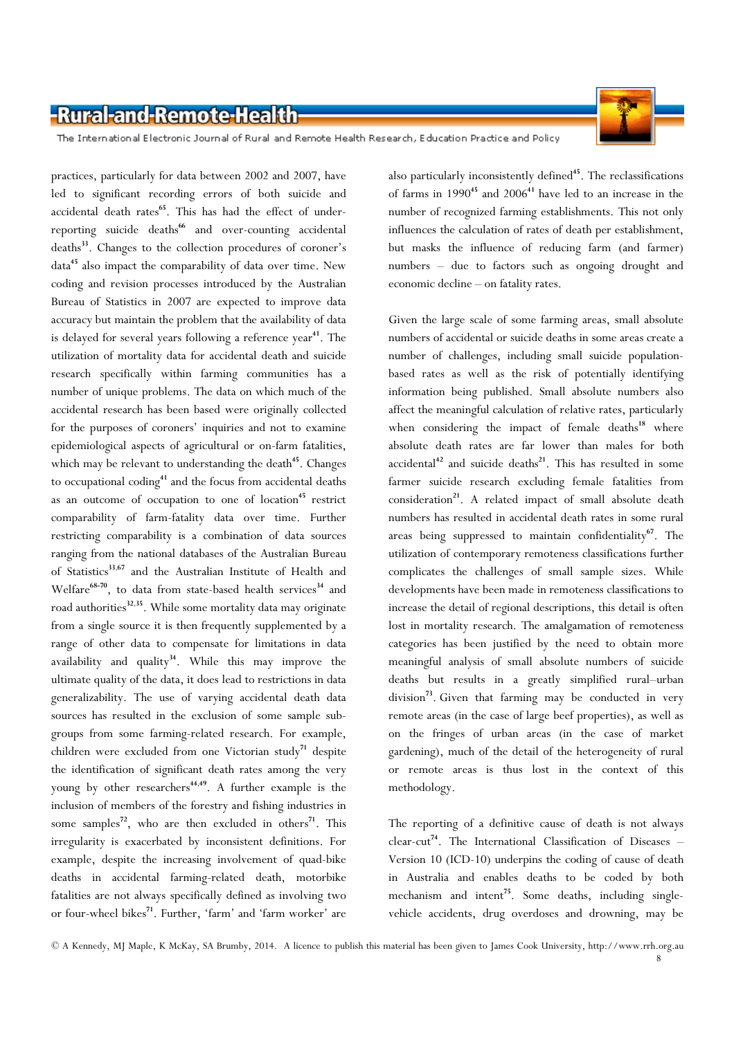practices, particularly for data between 2002 and 2007, have led to significant recording errors of both suicide and accidental death rates[65]. This has had the effect of under-reporting suicide deaths[66] and over-counting accidental deaths[33]. Changes to the collection procedures of coroner's data[45] also impact the comparability of data over time. New coding and revision processes introduced by the Australian Bureau of Statistics in 2007 are expected to improve data accuracy but maintain the problem that the availability of data is delayed for several years following a reference year[41]. The utilization of mortality data for accidental death and suicide research specifically within farming communities has a number of unique problems. The data on which much of the accidental research has been based were originally collected for the purposes of coroners' inquiries and not to examine epidemiological aspects of agricultural or on-farm fatalities, which may be relevant to understanding the death[45]. Changes to occupational coding[41] and the focus from accidental deaths as an outcome of occupation to one of location[45] restrict comparability of farm-fatality data over time. Further restricting comparability is a combination of data sources ranging from the national databases of the Australian Bureau of Statistics[33,67] and the Australian Institute of Health and Welfare[68-70], to data from state-based health services[34] and road authorities[32,35]. While some mortality data may originate from a single source it is then frequently supplemented by a range of other data to compensate for limitations in data availability and quality[34]. While this may improve the ultimate quality of the data, it does lead to restrictions in data generalizability. The use of varying accidental death data sources has resulted in the exclusion of some sample sub-groups from some farming-related research. For example, children were excluded from one Victorian study[71] despite the identification of significant death rates among the very young by other researchers[44,49]. A further example is the inclusion of members of the forestry and fishing industries in some samples[72], who are then excluded in others[71]. This irregularity is exacerbated by inconsistent definitions. For example, despite the increasing involvement of quad-bike deaths in accidental farming-related death, motorbike fatalities are not always specifically defined as involving two or four-wheel bikes[71]. Further, 'farm' and 'farm worker' are also particularly inconsistently defined[45]. The reclassifications of farms in 1990[45] and 2006[41] have led to an increase in the number of recognized farming establishments. This not only influences the calculation of rates of death per establishment, but masks the influence of reducing farm (and farmer) numbers – due to factors such as ongoing drought and economic decline – on fatality rates.

Given the large scale of some farming areas, small absolute numbers of accidental or suicide deaths in some areas create a number of challenges, including small suicide population-based rates as well as the risk of potentially identifying information being published. Small absolute numbers also affect the meaningful calculation of relative rates, particularly when considering the impact of female deaths[18] where absolute death rates are far lower than males for both accidental[42] and suicide deaths[21]. This has resulted in some farmer suicide research excluding female fatalities from consideration[21]. A related impact of small absolute death numbers has resulted in accidental death rates in some rural areas being suppressed to maintain confidentiality[67]. The utilization of contemporary remoteness classifications further complicates the challenges of small sample sizes. While developments have been made in remoteness classifications to increase the detail of regional descriptions, this detail is often lost in mortality research. The amalgamation of remoteness categories has been justified by the need to obtain more meaningful analysis of small absolute numbers of suicide deaths but results in a greatly simplified rural–urban division[73]. Given that farming may be conducted in very remote areas (in the case of large beef properties), as well as on the fringes of urban areas (in the case of market gardening), much of the detail of the heterogeneity of rural or remote areas is thus lost in the context of this methodology.

The reporting of a definitive cause of death is not always clear-cut[74]. The International Classification of Diseases – Version 10 (ICD-10) underpins the coding of cause of death in Australia and enables deaths to be coded by both mechanism and intent[75]. Some deaths, including single-vehicle accidents, drug overdoses and drowning, may be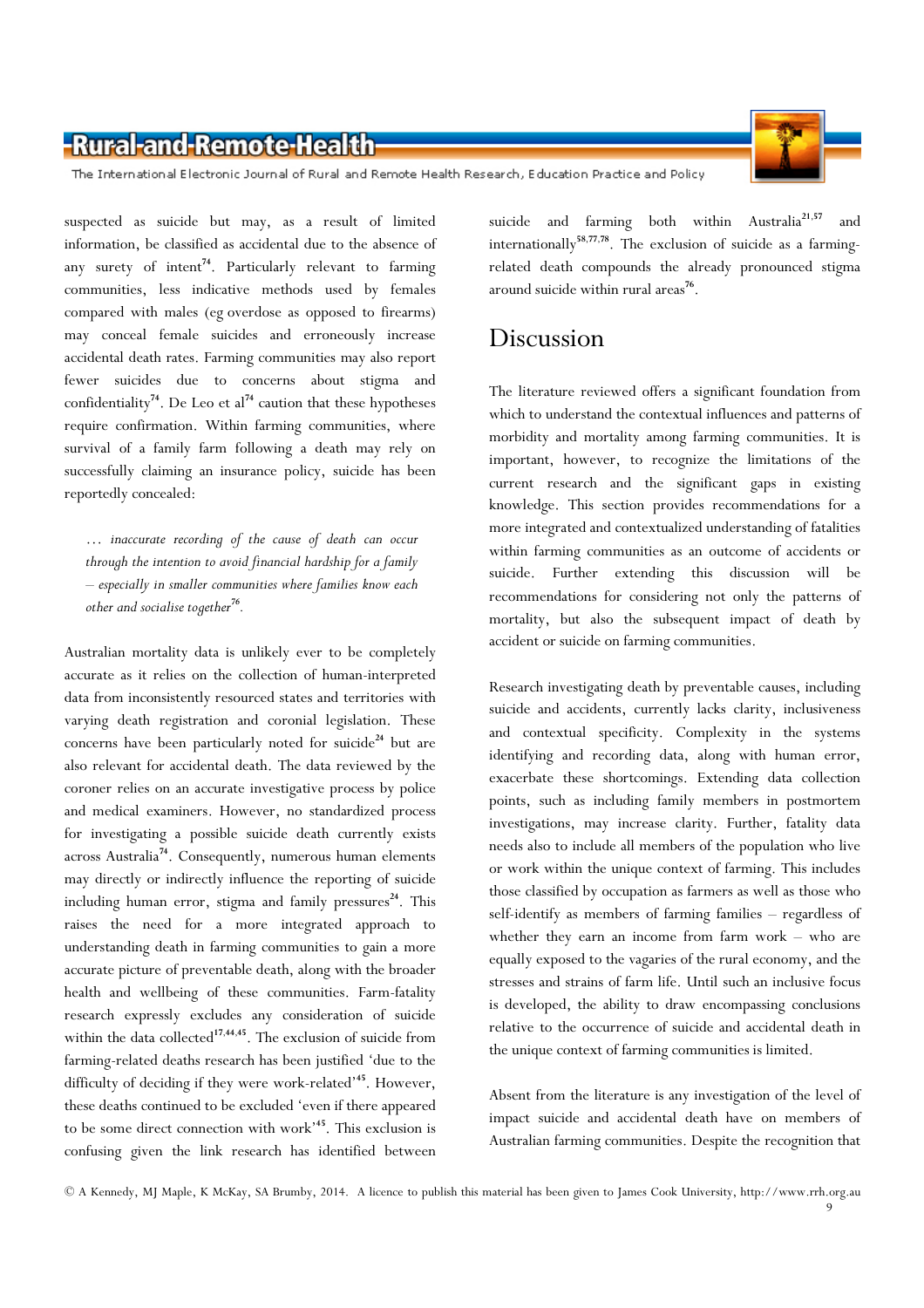suspected as suicide but may, as a result of limited information, be classified as accidental due to the absence of any surety of intent[74]. Particularly relevant to farming communities, less indicative methods used by females compared with males (eg overdose as opposed to firearms) may conceal female suicides and erroneously increase accidental death rates. Farming communities may also report fewer suicides due to concerns about stigma and confidentiality[74]. De Leo et al[74] caution that these hypotheses require confirmation. Within farming communities, where survival of a family farm following a death may rely on successfully claiming an insurance policy, suicide has been reportedly concealed:

> *… inaccurate recording of the cause of death can occur through the intention to avoid financial hardship for a family – especially in smaller communities where families know each other and socialise together*[76].

Australian mortality data is unlikely ever to be completely accurate as it relies on the collection of human-interpreted data from inconsistently resourced states and territories with varying death registration and coronial legislation. These concerns have been particularly noted for suicide[24] but are also relevant for accidental death. The data reviewed by the coroner relies on an accurate investigative process by police and medical examiners. However, no standardized process for investigating a possible suicide death currently exists across Australia[74]. Consequently, numerous human elements may directly or indirectly influence the reporting of suicide including human error, stigma and family pressures[24]. This raises the need for a more integrated approach to understanding death in farming communities to gain a more accurate picture of preventable death, along with the broader health and wellbeing of these communities. Farm-fatality research expressly excludes any consideration of suicide within the data collected[17,44,45]. The exclusion of suicide from farming-related deaths research has been justified 'due to the difficulty of deciding if they were work-related'[45]. However, these deaths continued to be excluded 'even if there appeared to be some direct connection with work'[45]. This exclusion is confusing given the link research has identified between suicide and farming both within Australia[21,57] and internationally[58,77,78]. The exclusion of suicide as a farming-related death compounds the already pronounced stigma around suicide within rural areas[76].

# Discussion

The literature reviewed offers a significant foundation from which to understand the contextual influences and patterns of morbidity and mortality among farming communities. It is important, however, to recognize the limitations of the current research and the significant gaps in existing knowledge. This section provides recommendations for a more integrated and contextualized understanding of fatalities within farming communities as an outcome of accidents or suicide. Further extending this discussion will be recommendations for considering not only the patterns of mortality, but also the subsequent impact of death by accident or suicide on farming communities.

Research investigating death by preventable causes, including suicide and accidents, currently lacks clarity, inclusiveness and contextual specificity. Complexity in the systems identifying and recording data, along with human error, exacerbate these shortcomings. Extending data collection points, such as including family members in postmortem investigations, may increase clarity. Further, fatality data needs also to include all members of the population who live or work within the unique context of farming. This includes those classified by occupation as farmers as well as those who self-identify as members of farming families – regardless of whether they earn an income from farm work – who are equally exposed to the vagaries of the rural economy, and the stresses and strains of farm life. Until such an inclusive focus is developed, the ability to draw encompassing conclusions relative to the occurrence of suicide and accidental death in the unique context of farming communities is limited.

Absent from the literature is any investigation of the level of impact suicide and accidental death have on members of Australian farming communities. Despite the recognition that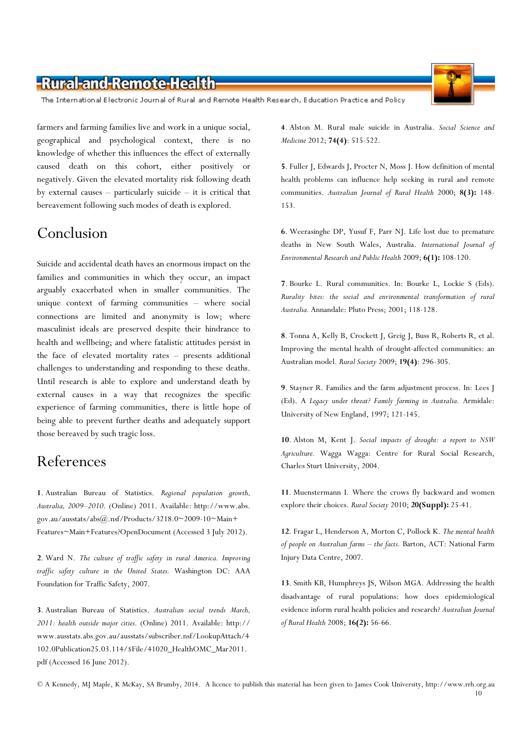farmers and farming families live and work in a unique social, geographical and psychological context, there is no knowledge of whether this influences the effect of externally caused death on this cohort, either positively or negatively. Given the elevated mortality risk following death by external causes – particularly suicide – it is critical that bereavement following such modes of death is explored.

## Conclusion

Suicide and accidental death haves an enormous impact on the families and communities in which they occur, an impact arguably exacerbated when in smaller communities. The unique context of farming communities – where social connections are limited and anonymity is low; where masculinist ideals are preserved despite their hindrance to health and wellbeing; and where fatalistic attitudes persist in the face of elevated mortality rates – presents additional challenges to understanding and responding to these deaths. Until research is able to explore and understand death by external causes in a way that recognizes the specific experience of farming communities, there is little hope of being able to prevent further deaths and adequately support those bereaved by such tragic loss.

## References

**1**. Australian Bureau of Statistics. *Regional population growth, Australia, 2009–2010*. (Online) 2011. Available: http://www.abs.gov.au/ausstats/abs@.nsf/Products/3218.0~2009-10~Main+Features~Main+Features?OpenDocument (Accessed 3 July 2012).

**2**. Ward N. *The culture of traffic safety in rural America. Improving traffic safety culture in the United States.* Washington DC: AAA Foundation for Traffic Safety, 2007.

**3**. Australian Bureau of Statistics. *Australian social trends March, 2011: health outside major cities.* (Online) 2011. Available: http://www.ausstats.abs.gov.au/ausstats/subscriber.nsf/LookupAttach/4102.0Publication25.03.114/$File/41020_HealthOMC_Mar2011.pdf (Accessed 16 June 2012).

**4**. Alston M. Rural male suicide in Australia. *Social Science and Medicine* 2012; **74(4)**: 515-522.

**5**. Fuller J, Edwards J, Procter N, Moss J. How definition of mental health problems can influence help seeking in rural and remote communities. *Australian Journal of Rural Health* 2000; **8(3):** 148-153.

**6**. Weerasinghe DP, Yusuf F, Parr NJ. Life lost due to premature deaths in New South Wales, Australia. *International Journal of Environmental Research and Public Health* 2009; **6(1):** 108-120.

**7**. Bourke L. Rural communities. In: Bourke L, Lockie S (Eds). *Rurality bites: the social and environmental transformation of rural Australia.* Annandale: Pluto Press; 2001; 118-128.

**8**. Tonna A, Kelly B, Crockett J, Greig J, Buss R, Roberts R, et al. Improving the mental health of drought-affected communities: an Australian model. *Rural Society* 2009; **19(4)**: 296-305.

**9**. Stayner R. Families and the farm adjustment process. In: Lees J (Ed). A *Legacy under threat? Family farming in Australia.* Armidale: University of New England, 1997; 121-145.

**10**. Alston M, Kent J. *Social impacts of drought: a report to NSW Agriculture.* Wagga Wagga: Centre for Rural Social Research, Charles Sturt University, 2004.

**11**. Muenstermann I. Where the crows fly backward and women explore their choices. *Rural Society* 2010; **20(Suppl):** 25-41.

**12**. Fragar L, Henderson A, Morton C, Pollock K. *The mental health of people on Australian farms – the facts.* Barton, ACT: National Farm Injury Data Centre, 2007.

**13**. Smith KB, Humphreys JS, Wilson MGA. Addressing the health disadvantage of rural populations: how does epidemiological evidence inform rural health policies and research? *Australian Journal of Rural Health* 2008; **16(2):** 56-66.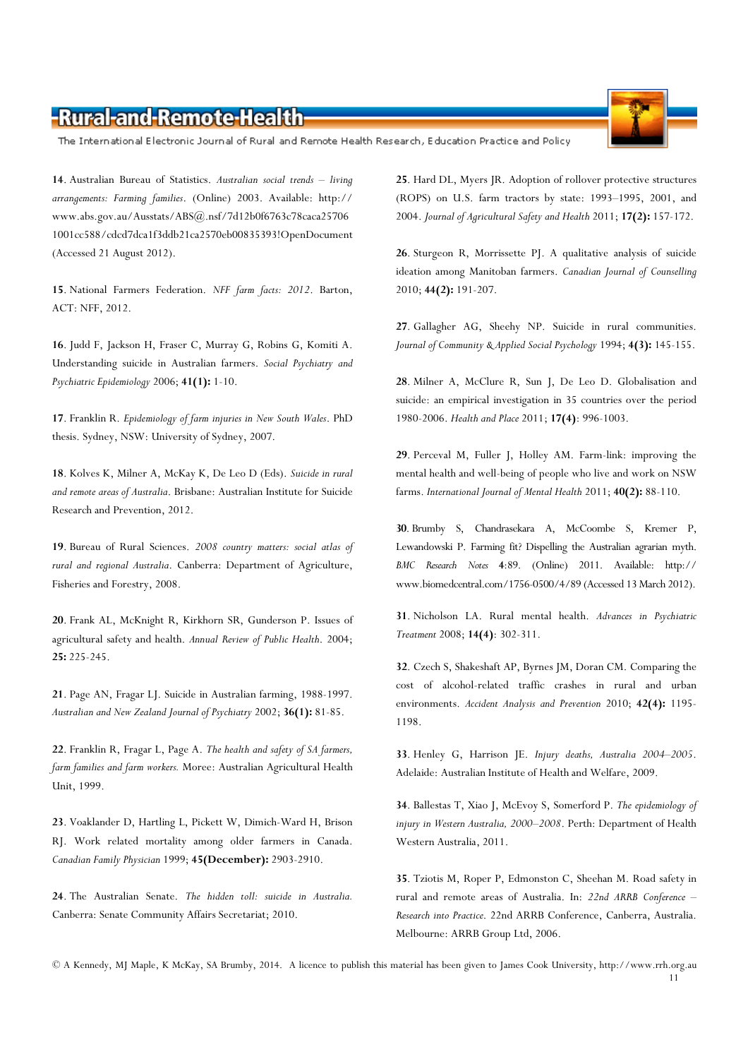**14**. Australian Bureau of Statistics. *Australian social trends – living arrangements: Farming families*. (Online) 2003. Available: http://www.abs.gov.au/Ausstats/ABS@.nsf/7d12b0f6763c78caca25706 1001cc588/cdcd7dca1f3ddb21ca2570eb00835393!OpenDocument (Accessed 21 August 2012).

**15**. National Farmers Federation. *NFF farm facts: 2012*. Barton, ACT: NFF, 2012.

**16**. Judd F, Jackson H, Fraser C, Murray G, Robins G, Komiti A. Understanding suicide in Australian farmers. *Social Psychiatry and Psychiatric Epidemiology* 2006; **41(1):** 1-10.

**17**. Franklin R. *Epidemiology of farm injuries in New South Wales*. PhD thesis. Sydney, NSW: University of Sydney, 2007.

**18**. Kolves K, Milner A, McKay K, De Leo D (Eds). *Suicide in rural and remote areas of Australia*. Brisbane: Australian Institute for Suicide Research and Prevention, 2012.

**19**. Bureau of Rural Sciences. *2008 country matters: social atlas of rural and regional Australia*. Canberra: Department of Agriculture, Fisheries and Forestry, 2008.

**20**. Frank AL, McKnight R, Kirkhorn SR, Gunderson P. Issues of agricultural safety and health. *Annual Review of Public Health*. 2004; **25:** 225-245.

**21**. Page AN, Fragar LJ. Suicide in Australian farming, 1988-1997. *Australian and New Zealand Journal of Psychiatry* 2002; **36(1):** 81-85.

**22**. Franklin R, Fragar L, Page A. *The health and safety of SA farmers, farm families and farm workers.* Moree: Australian Agricultural Health Unit, 1999.

**23**. Voaklander D, Hartling L, Pickett W, Dimich-Ward H, Brison RJ. Work related mortality among older farmers in Canada. *Canadian Family Physician* 1999; **45(December):** 2903-2910.

**24**. The Australian Senate. *The hidden toll: suicide in Australia.* Canberra: Senate Community Affairs Secretariat; 2010.

**25**. Hard DL, Myers JR. Adoption of rollover protective structures (ROPS) on U.S. farm tractors by state: 1993–1995, 2001, and 2004. *Journal of Agricultural Safety and Health* 2011; **17(2):** 157-172.

**26**. Sturgeon R, Morrissette PJ. A qualitative analysis of suicide ideation among Manitoban farmers. *Canadian Journal of Counselling* 2010; **44(2):** 191-207.

**27**. Gallagher AG, Sheehy NP. Suicide in rural communities. *Journal of Community & Applied Social Psychology* 1994; **4(3):** 145-155.

**28**. Milner A, McClure R, Sun J, De Leo D. Globalisation and suicide: an empirical investigation in 35 countries over the period 1980-2006. *Health and Place* 2011; **17(4)**: 996-1003.

**29**. Perceval M, Fuller J, Holley AM. Farm-link: improving the mental health and well-being of people who live and work on NSW farms. *International Journal of Mental Health* 2011; **40(2):** 88-110.

**30**. Brumby S, Chandrasekara A, McCoombe S, Kremer P, Lewandowski P. Farming fit? Dispelling the Australian agrarian myth. *BMC Research Notes* **4**:89. (Online) 2011. Available: http://www.biomedcentral.com/1756-0500/4/89 (Accessed 13 March 2012).

**31**. Nicholson LA. Rural mental health. *Advances in Psychiatric Treatment* 2008; **14(4)**: 302-311.

**32**. Czech S, Shakeshaft AP, Byrnes JM, Doran CM. Comparing the cost of alcohol-related traffic crashes in rural and urban environments. *Accident Analysis and Prevention* 2010; **42(4):** 1195-1198.

**33**. Henley G, Harrison JE. *Injury deaths, Australia 2004–2005*. Adelaide: Australian Institute of Health and Welfare, 2009.

**34**. Ballestas T, Xiao J, McEvoy S, Somerford P. *The epidemiology of injury in Western Australia, 2000–2008*. Perth: Department of Health Western Australia, 2011.

**35**. Tziotis M, Roper P, Edmonston C, Sheehan M. Road safety in rural and remote areas of Australia. In: *22nd ARRB Conference – Research into Practice*. 22nd ARRB Conference, Canberra, Australia. Melbourne: ARRB Group Ltd, 2006.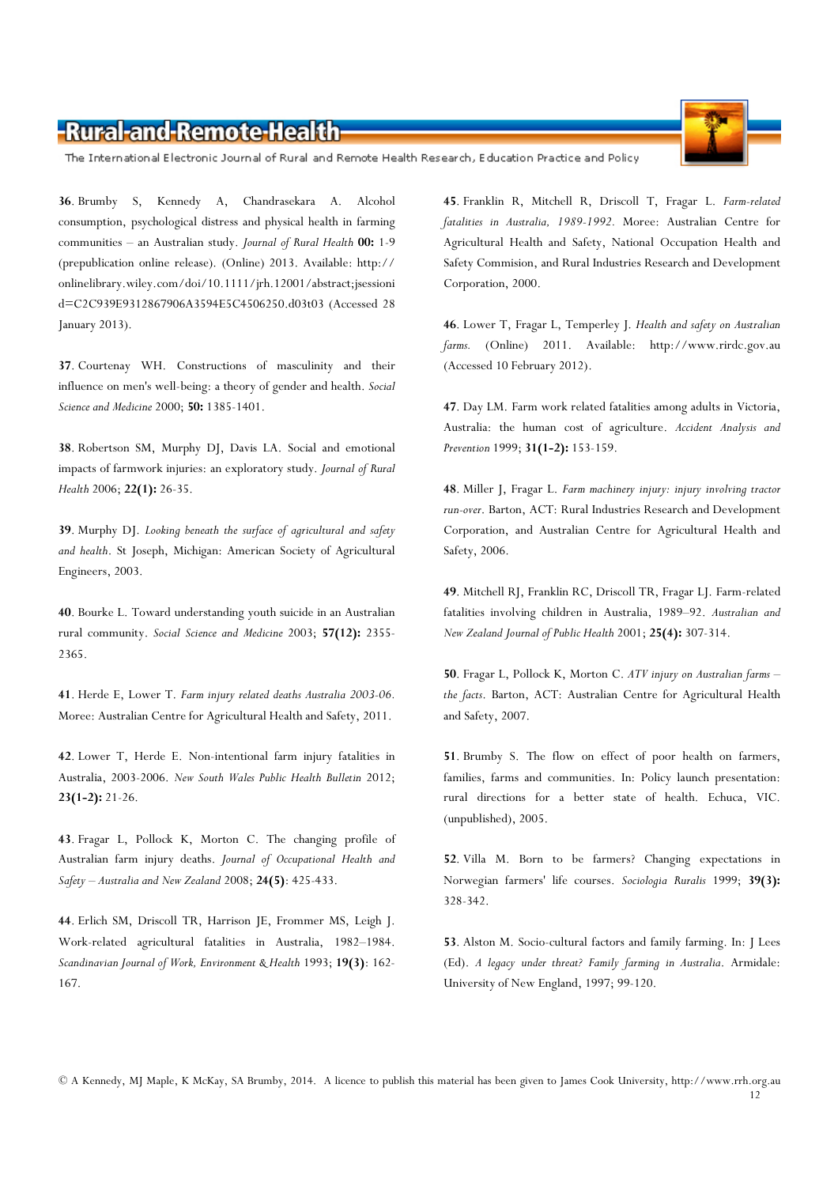**36**. Brumby S, Kennedy A, Chandrasekara A. Alcohol consumption, psychological distress and physical health in farming communities – an Australian study. *Journal of Rural Health* **00:** 1-9 (prepublication online release). (Online) 2013. Available: http://onlinelibrary.wiley.com/doi/10.1111/jrh.12001/abstract;jsessionid=C2C939E9312867906A3594E5C4506250.d03t03 (Accessed 28 January 2013).

**37**. Courtenay WH. Constructions of masculinity and their influence on men's well-being: a theory of gender and health. *Social Science and Medicine* 2000; **50:** 1385-1401.

**38**. Robertson SM, Murphy DJ, Davis LA. Social and emotional impacts of farmwork injuries: an exploratory study. *Journal of Rural Health* 2006; **22(1):** 26-35.

**39**. Murphy DJ. *Looking beneath the surface of agricultural and safety and health*. St Joseph, Michigan: American Society of Agricultural Engineers, 2003.

**40**. Bourke L. Toward understanding youth suicide in an Australian rural community. *Social Science and Medicine* 2003; **57(12):** 2355-2365.

**41**. Herde E, Lower T. *Farm injury related deaths Australia 2003-06.* Moree: Australian Centre for Agricultural Health and Safety, 2011.

**42**. Lower T, Herde E. Non-intentional farm injury fatalities in Australia, 2003-2006. *New South Wales Public Health Bulletin* 2012; **23(1-2):** 21-26.

**43**. Fragar L, Pollock K, Morton C. The changing profile of Australian farm injury deaths. *Journal of Occupational Health and Safety – Australia and New Zealand* 2008; **24(5)**: 425-433.

**44**. Erlich SM, Driscoll TR, Harrison JE, Frommer MS, Leigh J. Work-related agricultural fatalities in Australia, 1982–1984. *Scandinavian Journal of Work, Environment & Health* 1993; **19(3)**: 162-167.

**45**. Franklin R, Mitchell R, Driscoll T, Fragar L. *Farm-related fatalities in Australia, 1989-1992.* Moree: Australian Centre for Agricultural Health and Safety, National Occupation Health and Safety Commision, and Rural Industries Research and Development Corporation, 2000.

**46**. Lower T, Fragar L, Temperley J. *Health and safety on Australian farms.* (Online) 2011. Available: http://www.rirdc.gov.au (Accessed 10 February 2012).

**47**. Day LM. Farm work related fatalities among adults in Victoria, Australia: the human cost of agriculture. *Accident Analysis and Prevention* 1999; **31(1-2):** 153-159.

**48**. Miller J, Fragar L. *Farm machinery injury: injury involving tractor run-over*. Barton, ACT: Rural Industries Research and Development Corporation, and Australian Centre for Agricultural Health and Safety, 2006.

**49**. Mitchell RJ, Franklin RC, Driscoll TR, Fragar LJ. Farm-related fatalities involving children in Australia, 1989–92. *Australian and New Zealand Journal of Public Health* 2001; **25(4):** 307-314.

**50**. Fragar L, Pollock K, Morton C. *ATV injury on Australian farms – the facts*. Barton, ACT: Australian Centre for Agricultural Health and Safety, 2007.

**51**. Brumby S. The flow on effect of poor health on farmers, families, farms and communities. In: Policy launch presentation: rural directions for a better state of health. Echuca, VIC. (unpublished), 2005.

**52**. Villa M. Born to be farmers? Changing expectations in Norwegian farmers' life courses. *Sociologia Ruralis* 1999; **39(3):** 328-342.

**53**. Alston M. Socio-cultural factors and family farming. In: J Lees (Ed). *A legacy under threat? Family farming in Australia*. Armidale: University of New England, 1997; 99-120.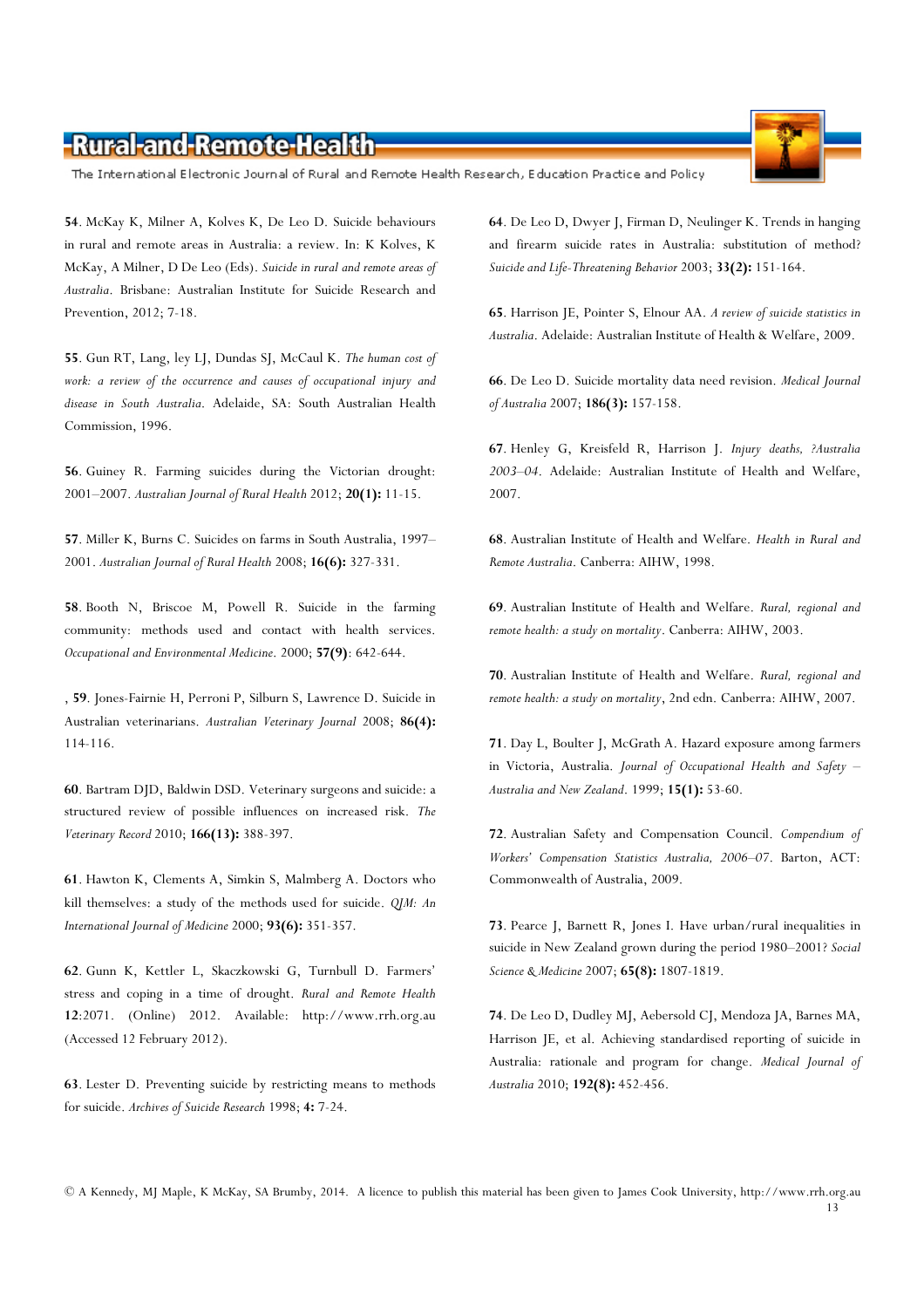**54**. McKay K, Milner A, Kolves K, De Leo D. Suicide behaviours in rural and remote areas in Australia: a review. In: K Kolves, K McKay, A Milner, D De Leo (Eds). *Suicide in rural and remote areas of Australia*. Brisbane: Australian Institute for Suicide Research and Prevention, 2012; 7-18.

**55**. Gun RT, Lang, ley LJ, Dundas SJ, McCaul K. *The human cost of work: a review of the occurrence and causes of occupational injury and disease in South Australia*. Adelaide, SA: South Australian Health Commission, 1996.

**56**. Guiney R. Farming suicides during the Victorian drought: 2001–2007. *Australian Journal of Rural Health* 2012; **20(1):** 11-15.

**57**. Miller K, Burns C. Suicides on farms in South Australia, 1997–2001. *Australian Journal of Rural Health* 2008; **16(6):** 327-331.

**58**. Booth N, Briscoe M, Powell R. Suicide in the farming community: methods used and contact with health services. *Occupational and Environmental Medicine*. 2000; **57(9)**: 642-644.

, **59**. Jones-Fairnie H, Perroni P, Silburn S, Lawrence D. Suicide in Australian veterinarians. *Australian Veterinary Journal* 2008; **86(4):** 114-116.

**60**. Bartram DJD, Baldwin DSD. Veterinary surgeons and suicide: a structured review of possible influences on increased risk. *The Veterinary Record* 2010; **166(13):** 388-397.

**61**. Hawton K, Clements A, Simkin S, Malmberg A. Doctors who kill themselves: a study of the methods used for suicide. *QJM: An International Journal of Medicine* 2000; **93(6):** 351-357.

**62**. Gunn K, Kettler L, Skaczkowski G, Turnbull D. Farmers' stress and coping in a time of drought. *Rural and Remote Health* **12**:2071. (Online) 2012. Available: http://www.rrh.org.au (Accessed 12 February 2012).

**63**. Lester D. Preventing suicide by restricting means to methods for suicide. *Archives of Suicide Research* 1998; **4:** 7-24.

**64**. De Leo D, Dwyer J, Firman D, Neulinger K. Trends in hanging and firearm suicide rates in Australia: substitution of method? *Suicide and Life-Threatening Behavior* 2003; **33(2):** 151-164.

**65**. Harrison JE, Pointer S, Elnour AA. *A review of suicide statistics in Australia*. Adelaide: Australian Institute of Health & Welfare, 2009.

**66**. De Leo D. Suicide mortality data need revision. *Medical Journal of Australia* 2007; **186(3):** 157-158.

**67**. Henley G, Kreisfeld R, Harrison J. *Injury deaths, ?Australia 2003–04*. Adelaide: Australian Institute of Health and Welfare, 2007.

**68**. Australian Institute of Health and Welfare. *Health in Rural and Remote Australia*. Canberra: AIHW, 1998.

**69**. Australian Institute of Health and Welfare. *Rural, regional and remote health: a study on mortality*. Canberra: AIHW, 2003.

**70**. Australian Institute of Health and Welfare. *Rural, regional and remote health: a study on mortality*, 2nd edn. Canberra: AIHW, 2007.

**71**. Day L, Boulter J, McGrath A. Hazard exposure among farmers in Victoria, Australia. *Journal of Occupational Health and Safety – Australia and New Zealand*. 1999; **15(1):** 53-60.

**72**. Australian Safety and Compensation Council. *Compendium of Workers' Compensation Statistics Australia, 2006–07*. Barton, ACT: Commonwealth of Australia, 2009.

**73**. Pearce J, Barnett R, Jones I. Have urban/rural inequalities in suicide in New Zealand grown during the period 1980–2001? *Social Science & Medicine* 2007; **65(8):** 1807-1819.

**74**. De Leo D, Dudley MJ, Aebersold CJ, Mendoza JA, Barnes MA, Harrison JE, et al. Achieving standardised reporting of suicide in Australia: rationale and program for change. *Medical Journal of Australia* 2010; **192(8):** 452-456.

© A Kennedy, MJ Maple, K McKay, SA Brumby, 2014. A licence to publish this material has been given to James Cook University, http://www.rrh.org.au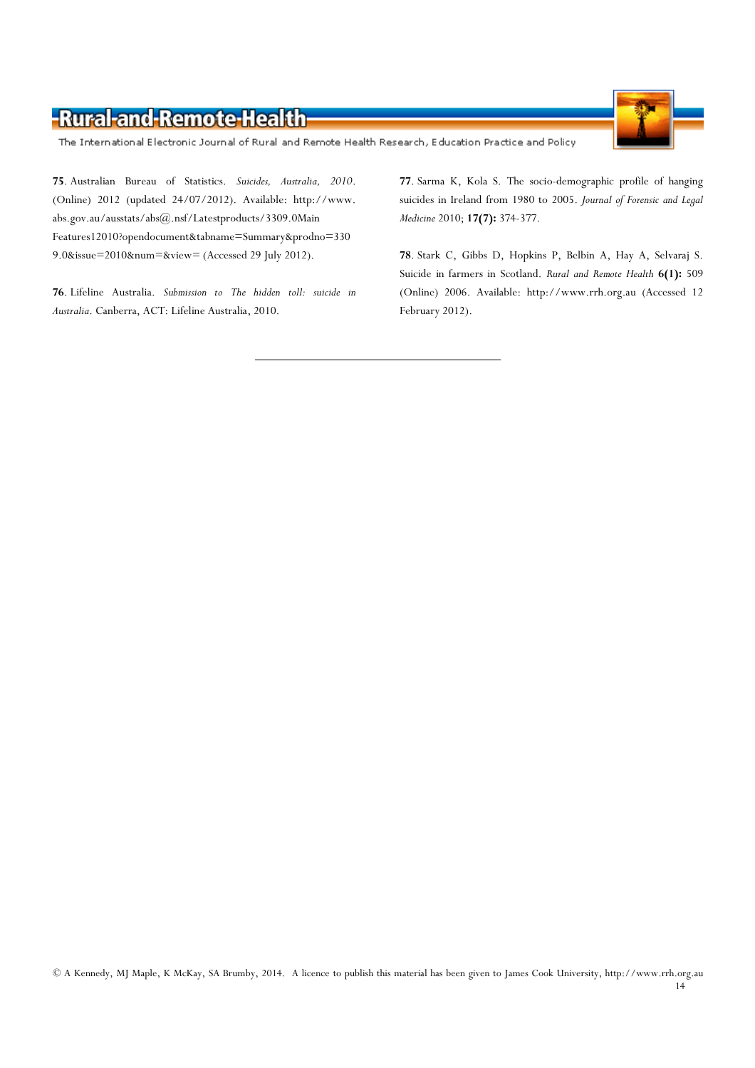**75**. Australian Bureau of Statistics. *Suicides, Australia, 2010*. (Online) 2012 (updated 24/07/2012). Available: http://www.abs.gov.au/ausstats/abs@.nsf/Latestproducts/3309.0Main Features12010?opendocument&tabname=Summary&prodno=3309.0&issue=2010&num=&view= (Accessed 29 July 2012).

**76**. Lifeline Australia. *Submission to The hidden toll: suicide in Australia*. Canberra, ACT: Lifeline Australia, 2010.

**77**. Sarma K, Kola S. The socio-demographic profile of hanging suicides in Ireland from 1980 to 2005. *Journal of Forensic and Legal Medicine* 2010; **17(7):** 374-377.

**78**. Stark C, Gibbs D, Hopkins P, Belbin A, Hay A, Selvaraj S. Suicide in farmers in Scotland. *Rural and Remote Health* **6(1):** 509 (Online) 2006. Available: http://www.rrh.org.au (Accessed 12 February 2012).

© A Kennedy, MJ Maple, K McKay, SA Brumby, 2014. A licence to publish this material has been given to James Cook University, http://www.rrh.org.au